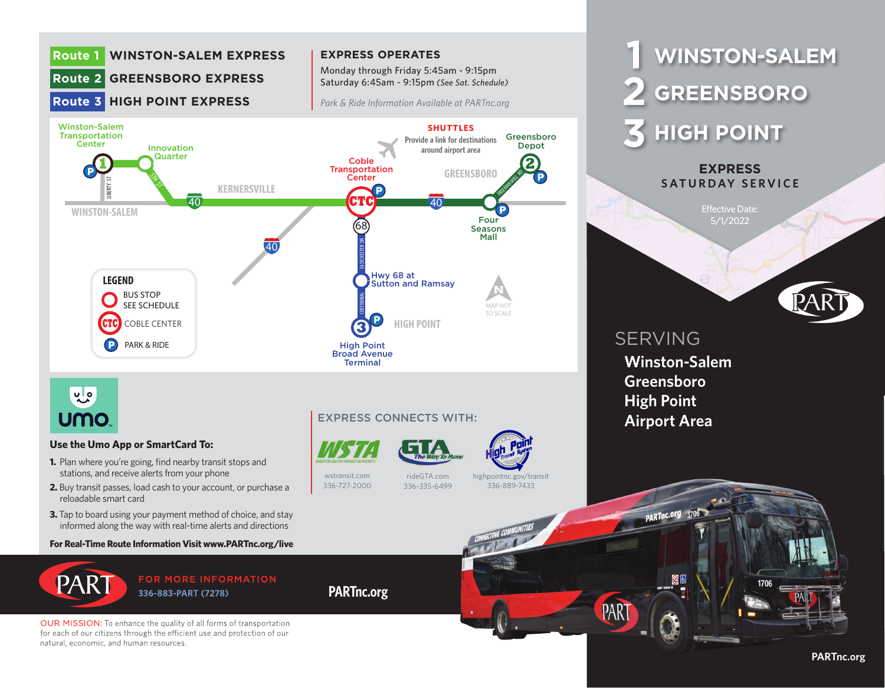# 1 WINSTON-SALEM
# 2 GREENSBORO
# 3 HIGH POINT

## EXPRESS
### SATURDAY SERVICE

Effective Date:
5/1/2022

PART

## SERVING

**Winston-Salem**
**Greensboro**
**High Point**
**Airport Area**

PARTnc.org

---

**Route 1** WINSTON-SALEM EXPRESS
**Route 2** GREENSBORO EXPRESS
**Route 3** HIGH POINT EXPRESS

### EXPRESS OPERATES

Monday through Friday 5:45am - 9:15pm
Saturday 6:45am - 9:15pm *(See Sat. Schedule)*

*Park & Ride Information Available at PARTnc.org*

Winston-Salem Transportation Center
Innovation Quarter
LIBERTY ST
5TH ST
WINSTON-SALEM
KERNERSVILLE
40
Coble Transportation Center
CTC
68
EASTCHESTER DR
Hwy 68 at Sutton and Ramsay
CENTENNIAL
High Point Broad Avenue Terminal
HIGH POINT
SHUTTLES
Provide a link for destinations around airport area
GREENSBORO
Greensboro Depot
FREEMAN MILL RD
Four Seasons Mall
MAP NOT TO SCALE

**LEGEND**
- BUS STOP SEE SCHEDULE
- CTC COBLE CENTER
- P PARK & RIDE

umo

**Use the Umo App or SmartCard To:**

1. Plan where you're going, find nearby transit stops and stations, and receive alerts from your phone
2. Buy transit passes, load cash to your account, or purchase a reloadable smart card
3. Tap to board using your payment method of choice, and stay informed along the way with real-time alerts and directions

**For Real-Time Route Information Visit www.PARTnc.org/live**

### EXPRESS CONNECTS WITH:

| WSTA | GTA | High Point Transit System |
| --- | --- | --- |
| wstransit.com | rideGTA.com | highpointnc.gov/transit |
| 336-727-2000 | 336-335-6499 | 336-889-7433 |

PART

FOR MORE INFORMATION
336-883-PART (7278)

**PARTnc.org**

OUR MISSION: To enhance the quality of all forms of transportation for each of our citizens through the efficient use and protection of our natural, economic, and human resources.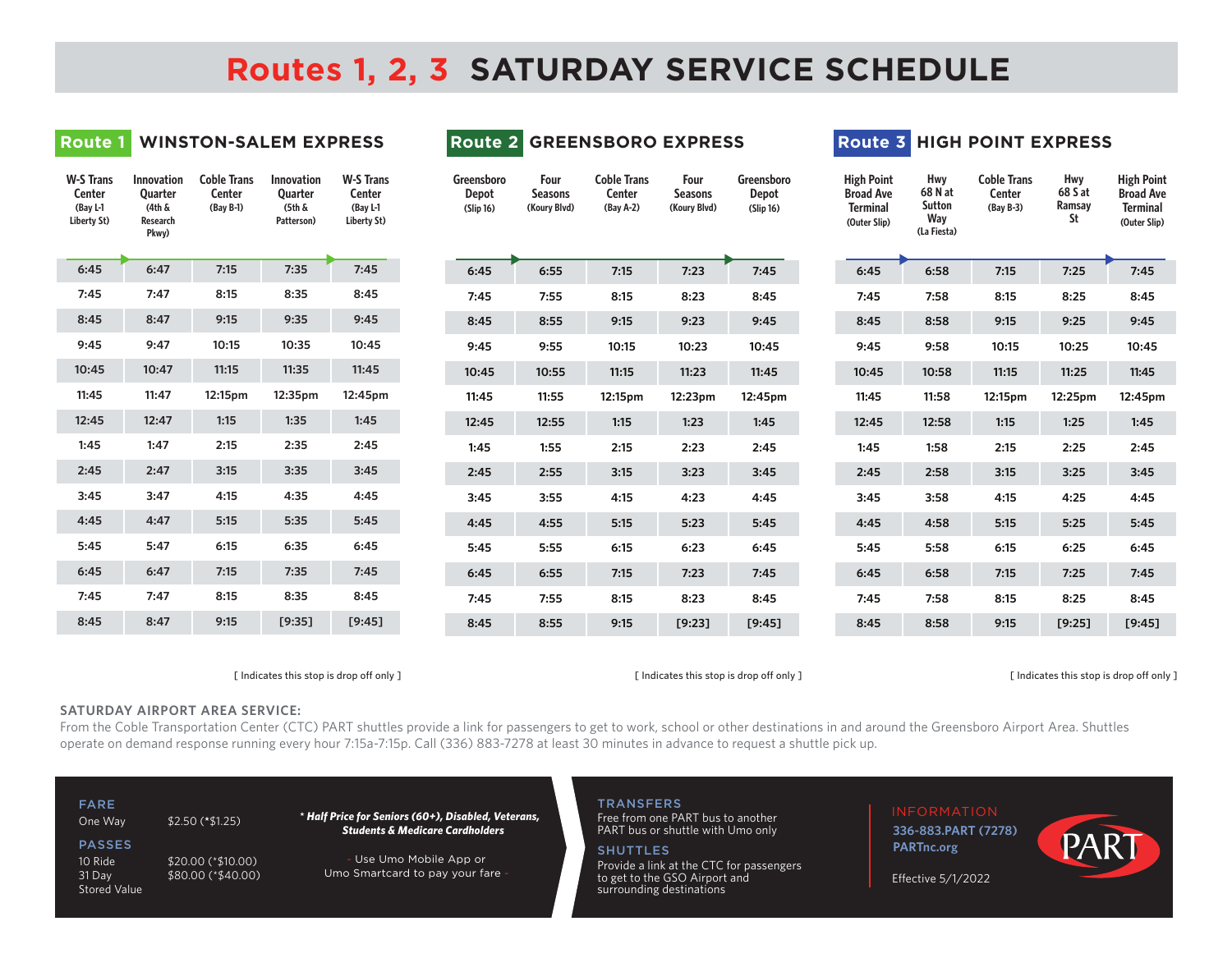# Routes 1, 2, 3 SATURDAY SERVICE SCHEDULE

## Route 1 WINSTON-SALEM EXPRESS

| W-S Trans Center (Bay L-1 Liberty St) | Innovation Quarter (4th & Research Pkwy) | Coble Trans Center (Bay B-1) | Innovation Quarter (5th & Patterson) | W-S Trans Center (Bay L-1 Liberty St) |
|---|---|---|---|---|
| 6:45 | 6:47 | 7:15 | 7:35 | 7:45 |
| 7:45 | 7:47 | 8:15 | 8:35 | 8:45 |
| 8:45 | 8:47 | 9:15 | 9:35 | 9:45 |
| 9:45 | 9:47 | 10:15 | 10:35 | 10:45 |
| 10:45 | 10:47 | 11:15 | 11:35 | 11:45 |
| 11:45 | 11:47 | 12:15pm | 12:35pm | 12:45pm |
| 12:45 | 12:47 | 1:15 | 1:35 | 1:45 |
| 1:45 | 1:47 | 2:15 | 2:35 | 2:45 |
| 2:45 | 2:47 | 3:15 | 3:35 | 3:45 |
| 3:45 | 3:47 | 4:15 | 4:35 | 4:45 |
| 4:45 | 4:47 | 5:15 | 5:35 | 5:45 |
| 5:45 | 5:47 | 6:15 | 6:35 | 6:45 |
| 6:45 | 6:47 | 7:15 | 7:35 | 7:45 |
| 7:45 | 7:47 | 8:15 | 8:35 | 8:45 |
| 8:45 | 8:47 | 9:15 | [9:35] | [9:45] |

[ Indicates this stop is drop off only ]

## Route 2 GREENSBORO EXPRESS

| Greensboro Depot (Slip 16) | Four Seasons (Koury Blvd) | Coble Trans Center (Bay A-2) | Four Seasons (Koury Blvd) | Greensboro Depot (Slip 16) |
|---|---|---|---|---|
| 6:45 | 6:55 | 7:15 | 7:23 | 7:45 |
| 7:45 | 7:55 | 8:15 | 8:23 | 8:45 |
| 8:45 | 8:55 | 9:15 | 9:23 | 9:45 |
| 9:45 | 9:55 | 10:15 | 10:23 | 10:45 |
| 10:45 | 10:55 | 11:15 | 11:23 | 11:45 |
| 11:45 | 11:55 | 12:15pm | 12:23pm | 12:45pm |
| 12:45 | 12:55 | 1:15 | 1:23 | 1:45 |
| 1:45 | 1:55 | 2:15 | 2:23 | 2:45 |
| 2:45 | 2:55 | 3:15 | 3:23 | 3:45 |
| 3:45 | 3:55 | 4:15 | 4:23 | 4:45 |
| 4:45 | 4:55 | 5:15 | 5:23 | 5:45 |
| 5:45 | 5:55 | 6:15 | 6:23 | 6:45 |
| 6:45 | 6:55 | 7:15 | 7:23 | 7:45 |
| 7:45 | 7:55 | 8:15 | 8:23 | 8:45 |
| 8:45 | 8:55 | 9:15 | [9:23] | [9:45] |

[ Indicates this stop is drop off only ]

## Route 3 HIGH POINT EXPRESS

| High Point Broad Ave Terminal (Outer Slip) | Hwy 68 N at Sutton Way (La Fiesta) | Coble Trans Center (Bay B-3) | Hwy 68 S at Ramsay St | High Point Broad Ave Terminal (Outer Slip) |
|---|---|---|---|---|
| 6:45 | 6:58 | 7:15 | 7:25 | 7:45 |
| 7:45 | 7:58 | 8:15 | 8:25 | 8:45 |
| 8:45 | 8:58 | 9:15 | 9:25 | 9:45 |
| 9:45 | 9:58 | 10:15 | 10:25 | 10:45 |
| 10:45 | 10:58 | 11:15 | 11:25 | 11:45 |
| 11:45 | 11:58 | 12:15pm | 12:25pm | 12:45pm |
| 12:45 | 12:58 | 1:15 | 1:25 | 1:45 |
| 1:45 | 1:58 | 2:15 | 2:25 | 2:45 |
| 2:45 | 2:58 | 3:15 | 3:25 | 3:45 |
| 3:45 | 3:58 | 4:15 | 4:25 | 4:45 |
| 4:45 | 4:58 | 5:15 | 5:25 | 5:45 |
| 5:45 | 5:58 | 6:15 | 6:25 | 6:45 |
| 6:45 | 6:58 | 7:15 | 7:25 | 7:45 |
| 7:45 | 7:58 | 8:15 | 8:25 | 8:45 |
| 8:45 | 8:58 | 9:15 | [9:25] | [9:45] |

[ Indicates this stop is drop off only ]

### SATURDAY AIRPORT AREA SERVICE:

From the Coble Transportation Center (CTC) PART shuttles provide a link for passengers to get to work, school or other destinations in and around the Greensboro Airport Area. Shuttles operate on demand response running every hour 7:15a-7:15p. Call (336) 883-7278 at least 30 minutes in advance to request a shuttle pick up.

**FARE**

| | |
|---|---|
| One Way | $2.50 (*$1.25) |

**PASSES**

| | |
|---|---|
| 10 Ride | $20.00 (*$10.00) |
| 31 Day Stored Value | $80.00 (*$40.00) |

***Half Price for Seniors (60+), Disabled, Veterans, Students & Medicare Cardholders***

- Use Umo Mobile App or Umo Smartcard to pay your fare -

**TRANSFERS**

Free from one PART bus to another PART bus or shuttle with Umo only

**SHUTTLES**

Provide a link at the CTC for passengers to get to the GSO Airport and surrounding destinations

**INFORMATION**

**336-883.PART (7278)**

**PARTnc.org**

Effective 5/1/2022

PART